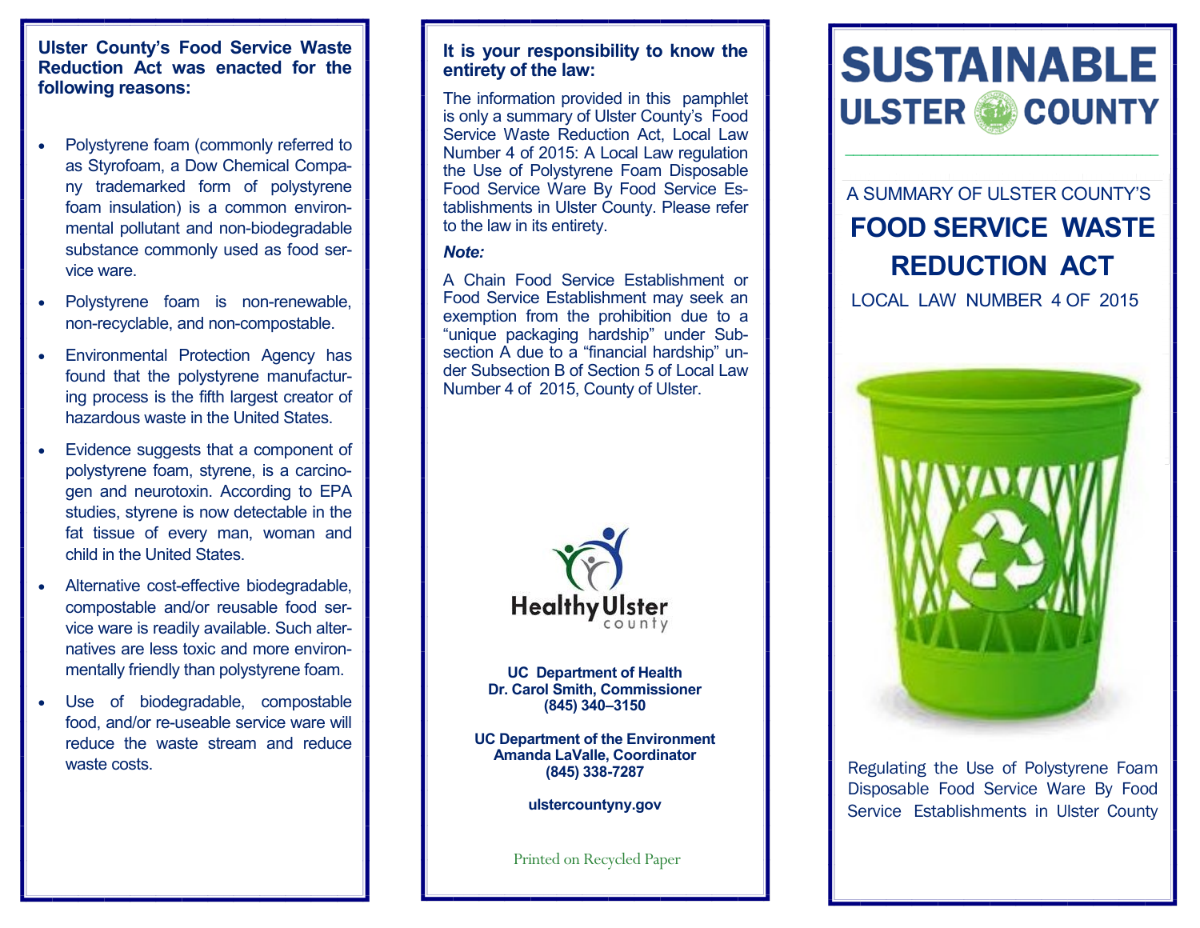**Ulster County's Food Service Waste Reduction Act was enacted for the following reasons:**

- Polystyrene foam (commonly referred to as Styrofoam, a Dow Chemical Company trademarked form of polystyrene foam insulation) is a common environmental pollutant and non-biodegradable substance commonly used as food service ware.
- Polystyrene foam is non-renewable, non-recyclable, and non-compostable.
- Environmental Protection Agency has found that the polystyrene manufacturing process is the fifth largest creator of hazardous waste in the United States.
- Evidence suggests that a component of polystyrene foam, styrene, is a carcinogen and neurotoxin. According to EPA studies, styrene is now detectable in the fat tissue of every man, woman and child in the United States.
- Alternative cost-effective biodegradable, compostable and/or reusable food service ware is readily available. Such alternatives are less toxic and more environmentally friendly than polystyrene foam.
- Use of biodegradable, compostable food, and/or re-useable service ware will reduce the waste stream and reduce waste costs.

**It is your responsibility to know the entirety of the law:**

The information provided in this pamphlet is only a summary of Ulster County's Food Service Waste Reduction Act, Local Law Number 4 of 2015: A Local Law regulation the Use of Polystyrene Foam Disposable Food Service Ware By Food Service Establishments in Ulster County. Please refer to the law in its entirety.

***Note:***

A Chain Food Service Establishment or Food Service Establishment may seek an exemption from the prohibition due to a "unique packaging hardship" under Subsection A due to a "financial hardship" under Subsection B of Section 5 of Local Law Number 4 of 2015, County of Ulster.

Healthy Ulster county

**UC Department of Health**
**Dr. Carol Smith, Commissioner**
**(845) 340–3150**

**UC Department of the Environment**
**Amanda LaValle, Coordinator**
**(845) 338-7287**

**ulstercountyny.gov**

Printed on Recycled Paper

# SUSTAINABLE ULSTER COUNTY

A SUMMARY OF ULSTER COUNTY'S

## FOOD SERVICE WASTE REDUCTION ACT

LOCAL LAW NUMBER 4 OF 2015

Regulating the Use of Polystyrene Foam Disposable Food Service Ware By Food Service Establishments in Ulster County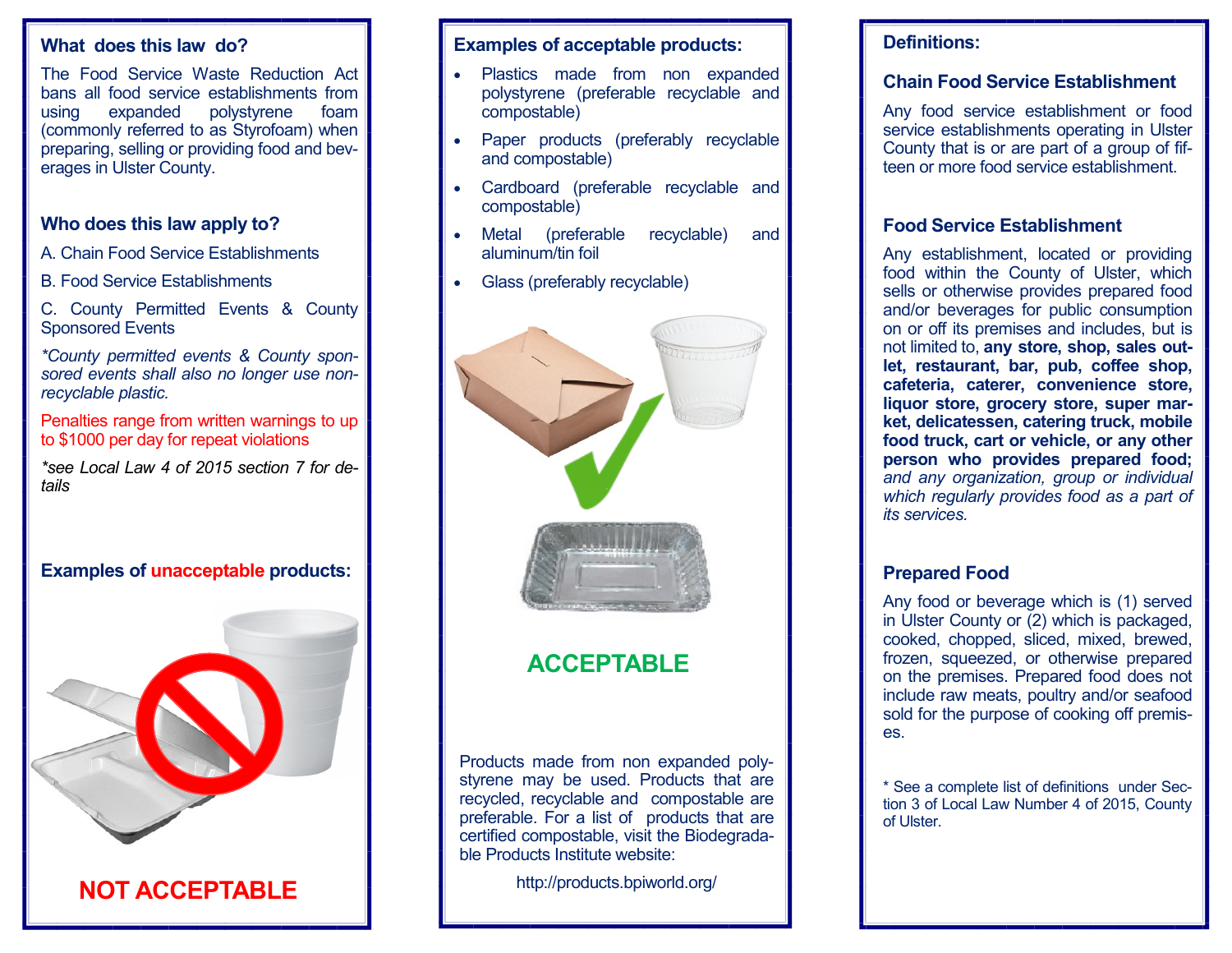## What does this law do?

The Food Service Waste Reduction Act bans all food service establishments from using expanded polystyrene foam (commonly referred to as Styrofoam) when preparing, selling or providing food and beverages in Ulster County.

## Who does this law apply to?

A. Chain Food Service Establishments

B. Food Service Establishments

C. County Permitted Events & County Sponsored Events

*\*County permitted events & County sponsored events shall also no longer use non-recyclable plastic.*

Penalties range from written warnings to up to $1000 per day for repeat violations

*\*see Local Law 4 of 2015 section 7 for details*

## Examples of unacceptable products:

**NOT ACCEPTABLE**

## Examples of acceptable products:

- Plastics made from non expanded polystyrene (preferable recyclable and compostable)
- Paper products (preferably recyclable and compostable)
- Cardboard (preferable recyclable and compostable)
- Metal (preferable recyclable) and aluminum/tin foil
- Glass (preferably recyclable)

**ACCEPTABLE**

Products made from non expanded polystyrene may be used. Products that are recycled, recyclable and compostable are preferable. For a list of products that are certified compostable, visit the Biodegradable Products Institute website:

http://products.bpiworld.org/

## Definitions:

### Chain Food Service Establishment

Any food service establishment or food service establishments operating in Ulster County that is or are part of a group of fifteen or more food service establishment.

### Food Service Establishment

Any establishment, located or providing food within the County of Ulster, which sells or otherwise provides prepared food and/or beverages for public consumption on or off its premises and includes, but is not limited to, **any store, shop, sales outlet, restaurant, bar, pub, coffee shop, cafeteria, caterer, convenience store, liquor store, grocery store, super market, delicatessen, catering truck, mobile food truck, cart or vehicle, or any other person who provides prepared food;** *and any organization, group or individual which regularly provides food as a part of its services.*

### Prepared Food

Any food or beverage which is (1) served in Ulster County or (2) which is packaged, cooked, chopped, sliced, mixed, brewed, frozen, squeezed, or otherwise prepared on the premises. Prepared food does not include raw meats, poultry and/or seafood sold for the purpose of cooking off premises.

\* See a complete list of definitions under Section 3 of Local Law Number 4 of 2015, County of Ulster.